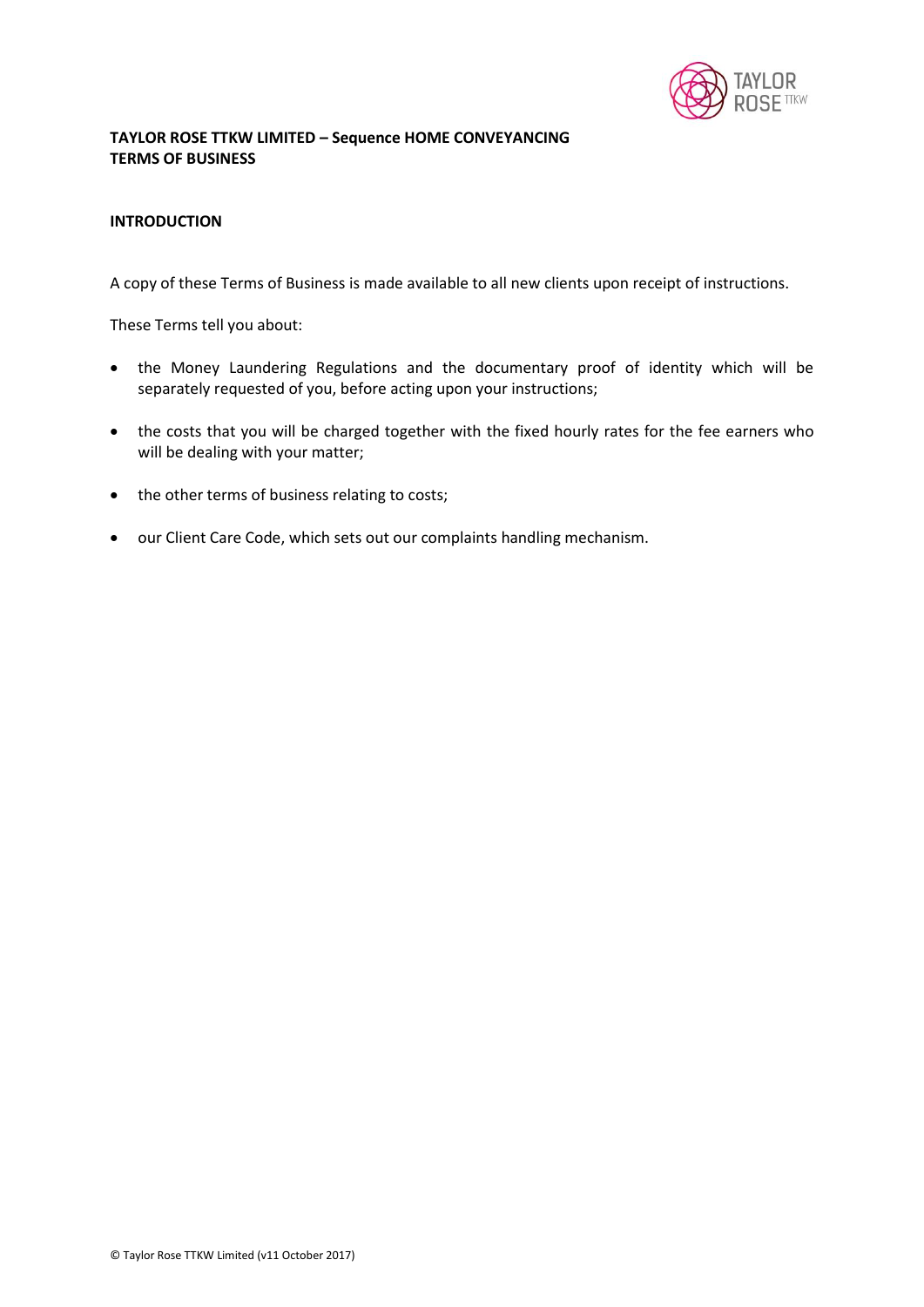**TAYLOR ROSE TTKW LIMITED – Sequence HOME CONVEYANCING**
**TERMS OF BUSINESS**

## INTRODUCTION

A copy of these Terms of Business is made available to all new clients upon receipt of instructions.

These Terms tell you about:

- the Money Laundering Regulations and the documentary proof of identity which will be separately requested of you, before acting upon your instructions;
- the costs that you will be charged together with the fixed hourly rates for the fee earners who will be dealing with your matter;
- the other terms of business relating to costs;
- our Client Care Code, which sets out our complaints handling mechanism.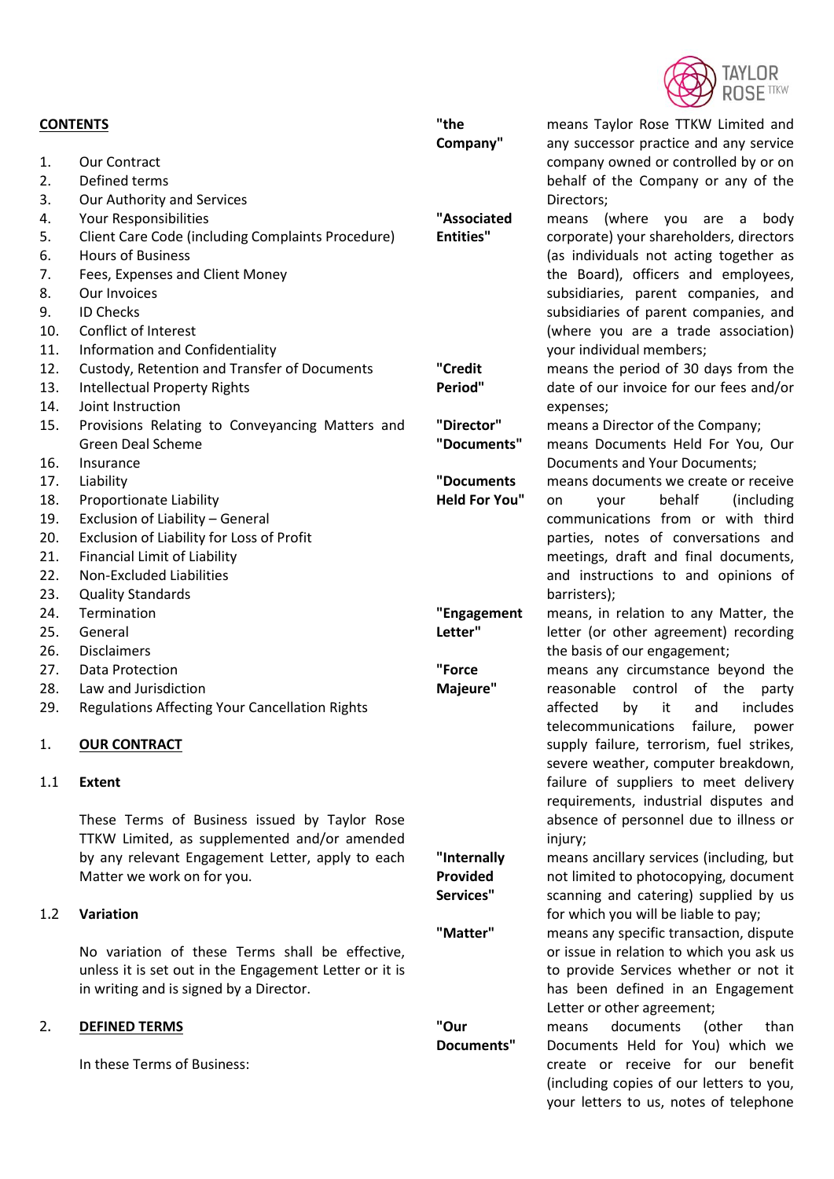## CONTENTS

1. Our Contract
2. Defined terms
3. Our Authority and Services
4. Your Responsibilities
5. Client Care Code (including Complaints Procedure)
6. Hours of Business
7. Fees, Expenses and Client Money
8. Our Invoices
9. ID Checks
10. Conflict of Interest
11. Information and Confidentiality
12. Custody, Retention and Transfer of Documents
13. Intellectual Property Rights
14. Joint Instruction
15. Provisions Relating to Conveyancing Matters and Green Deal Scheme
16. Insurance
17. Liability
18. Proportionate Liability
19. Exclusion of Liability – General
20. Exclusion of Liability for Loss of Profit
21. Financial Limit of Liability
22. Non-Excluded Liabilities
23. Quality Standards
24. Termination
25. General
26. Disclaimers
27. Data Protection
28. Law and Jurisdiction
29. Regulations Affecting Your Cancellation Rights

## 1. OUR CONTRACT

### 1.1 Extent

These Terms of Business issued by Taylor Rose TTKW Limited, as supplemented and/or amended by any relevant Engagement Letter, apply to each Matter we work on for you.

### 1.2 Variation

No variation of these Terms shall be effective, unless it is set out in the Engagement Letter or it is in writing and is signed by a Director.

## 2. DEFINED TERMS

In these Terms of Business:

| | |
|---|---|
| **"the Company"** | means Taylor Rose TTKW Limited and any successor practice and any service company owned or controlled by or on behalf of the Company or any of the Directors; |
| **"Associated Entities"** | means (where you are a body corporate) your shareholders, directors (as individuals not acting together as the Board), officers and employees, subsidiaries, parent companies, and subsidiaries of parent companies, and (where you are a trade association) your individual members; |
| **"Credit Period"** | means the period of 30 days from the date of our invoice for our fees and/or expenses; |
| **"Director"** | means a Director of the Company; |
| **"Documents"** | means Documents Held For You, Our Documents and Your Documents; |
| **"Documents Held For You"** | means documents we create or receive on your behalf (including communications from or with third parties, notes of conversations and meetings, draft and final documents, and instructions to and opinions of barristers); |
| **"Engagement Letter"** | means, in relation to any Matter, the letter (or other agreement) recording the basis of our engagement; |
| **"Force Majeure"** | means any circumstance beyond the reasonable control of the party affected by it and includes telecommunications failure, power supply failure, terrorism, fuel strikes, severe weather, computer breakdown, failure of suppliers to meet delivery requirements, industrial disputes and absence of personnel due to illness or injury; |
| **"Internally Provided Services"** | means ancillary services (including, but not limited to photocopying, document scanning and catering) supplied by us for which you will be liable to pay; |
| **"Matter"** | means any specific transaction, dispute or issue in relation to which you ask us to provide Services whether or not it has been defined in an Engagement Letter or other agreement; |
| **"Our Documents"** | means documents (other than Documents Held for You) which we create or receive for our benefit (including copies of our letters to you, your letters to us, notes of telephone |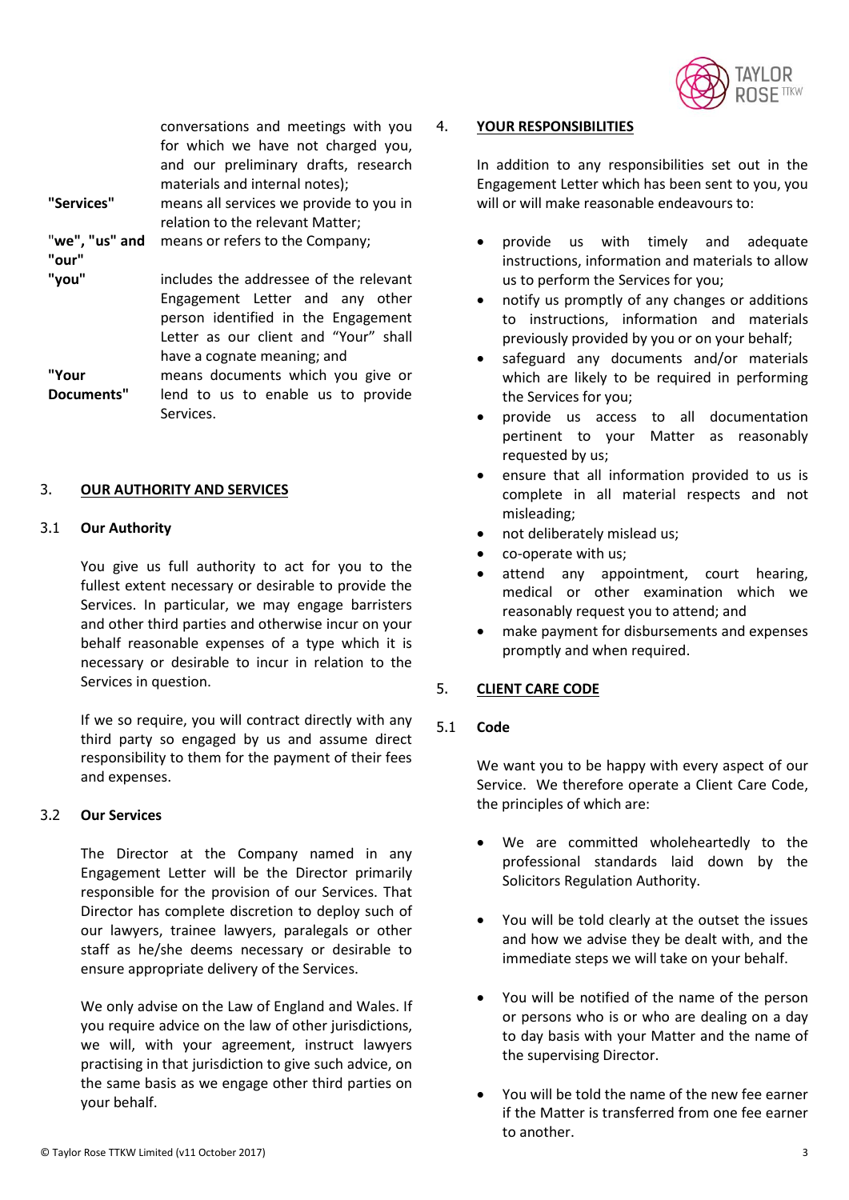conversations and meetings with you for which we have not charged you, and our preliminary drafts, research materials and internal notes);

| | |
|---|---|
| **"Services"** | means all services we provide to you in relation to the relevant Matter; |
| **"we", "us" and "our"** | means or refers to the Company; |
| **"you"** | includes the addressee of the relevant Engagement Letter and any other person identified in the Engagement Letter as our client and "Your" shall have a cognate meaning; and |
| **"Your Documents"** | means documents which you give or lend to us to enable us to provide Services. |

## 3. OUR AUTHORITY AND SERVICES

### 3.1 Our Authority

You give us full authority to act for you to the fullest extent necessary or desirable to provide the Services. In particular, we may engage barristers and other third parties and otherwise incur on your behalf reasonable expenses of a type which it is necessary or desirable to incur in relation to the Services in question.

If we so require, you will contract directly with any third party so engaged by us and assume direct responsibility to them for the payment of their fees and expenses.

### 3.2 Our Services

The Director at the Company named in any Engagement Letter will be the Director primarily responsible for the provision of our Services. That Director has complete discretion to deploy such of our lawyers, trainee lawyers, paralegals or other staff as he/she deems necessary or desirable to ensure appropriate delivery of the Services.

We only advise on the Law of England and Wales. If you require advice on the law of other jurisdictions, we will, with your agreement, instruct lawyers practising in that jurisdiction to give such advice, on the same basis as we engage other third parties on your behalf.

## 4. YOUR RESPONSIBILITIES

In addition to any responsibilities set out in the Engagement Letter which has been sent to you, you will or will make reasonable endeavours to:

- provide us with timely and adequate instructions, information and materials to allow us to perform the Services for you;
- notify us promptly of any changes or additions to instructions, information and materials previously provided by you or on your behalf;
- safeguard any documents and/or materials which are likely to be required in performing the Services for you;
- provide us access to all documentation pertinent to your Matter as reasonably requested by us;
- ensure that all information provided to us is complete in all material respects and not misleading;
- not deliberately mislead us;
- co-operate with us;
- attend any appointment, court hearing, medical or other examination which we reasonably request you to attend; and
- make payment for disbursements and expenses promptly and when required.

## 5. CLIENT CARE CODE

### 5.1 Code

We want you to be happy with every aspect of our Service. We therefore operate a Client Care Code, the principles of which are:

- We are committed wholeheartedly to the professional standards laid down by the Solicitors Regulation Authority.
- You will be told clearly at the outset the issues and how we advise they be dealt with, and the immediate steps we will take on your behalf.
- You will be notified of the name of the person or persons who is or who are dealing on a day to day basis with your Matter and the name of the supervising Director.
- You will be told the name of the new fee earner if the Matter is transferred from one fee earner to another.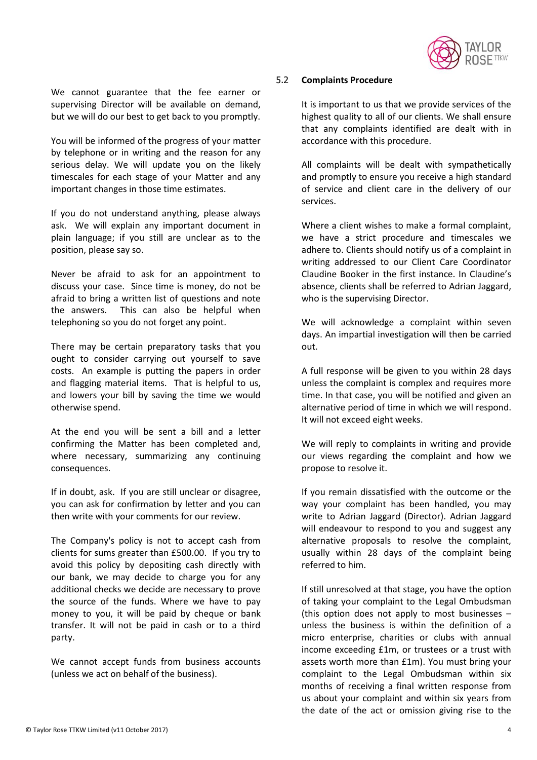We cannot guarantee that the fee earner or supervising Director will be available on demand, but we will do our best to get back to you promptly.

You will be informed of the progress of your matter by telephone or in writing and the reason for any serious delay. We will update you on the likely timescales for each stage of your Matter and any important changes in those time estimates.

If you do not understand anything, please always ask. We will explain any important document in plain language; if you still are unclear as to the position, please say so.

Never be afraid to ask for an appointment to discuss your case. Since time is money, do not be afraid to bring a written list of questions and note the answers. This can also be helpful when telephoning so you do not forget any point.

There may be certain preparatory tasks that you ought to consider carrying out yourself to save costs. An example is putting the papers in order and flagging material items. That is helpful to us, and lowers your bill by saving the time we would otherwise spend.

At the end you will be sent a bill and a letter confirming the Matter has been completed and, where necessary, summarizing any continuing consequences.

If in doubt, ask. If you are still unclear or disagree, you can ask for confirmation by letter and you can then write with your comments for our review.

The Company's policy is not to accept cash from clients for sums greater than £500.00. If you try to avoid this policy by depositing cash directly with our bank, we may decide to charge you for any additional checks we decide are necessary to prove the source of the funds. Where we have to pay money to you, it will be paid by cheque or bank transfer. It will not be paid in cash or to a third party.

We cannot accept funds from business accounts (unless we act on behalf of the business).

### 5.2 Complaints Procedure

It is important to us that we provide services of the highest quality to all of our clients. We shall ensure that any complaints identified are dealt with in accordance with this procedure.

All complaints will be dealt with sympathetically and promptly to ensure you receive a high standard of service and client care in the delivery of our services.

Where a client wishes to make a formal complaint, we have a strict procedure and timescales we adhere to. Clients should notify us of a complaint in writing addressed to our Client Care Coordinator Claudine Booker in the first instance. In Claudine's absence, clients shall be referred to Adrian Jaggard, who is the supervising Director.

We will acknowledge a complaint within seven days. An impartial investigation will then be carried out.

A full response will be given to you within 28 days unless the complaint is complex and requires more time. In that case, you will be notified and given an alternative period of time in which we will respond. It will not exceed eight weeks.

We will reply to complaints in writing and provide our views regarding the complaint and how we propose to resolve it.

If you remain dissatisfied with the outcome or the way your complaint has been handled, you may write to Adrian Jaggard (Director). Adrian Jaggard will endeavour to respond to you and suggest any alternative proposals to resolve the complaint, usually within 28 days of the complaint being referred to him.

If still unresolved at that stage, you have the option of taking your complaint to the Legal Ombudsman (this option does not apply to most businesses – unless the business is within the definition of a micro enterprise, charities or clubs with annual income exceeding £1m, or trustees or a trust with assets worth more than £1m). You must bring your complaint to the Legal Ombudsman within six months of receiving a final written response from us about your complaint and within six years from the date of the act or omission giving rise to the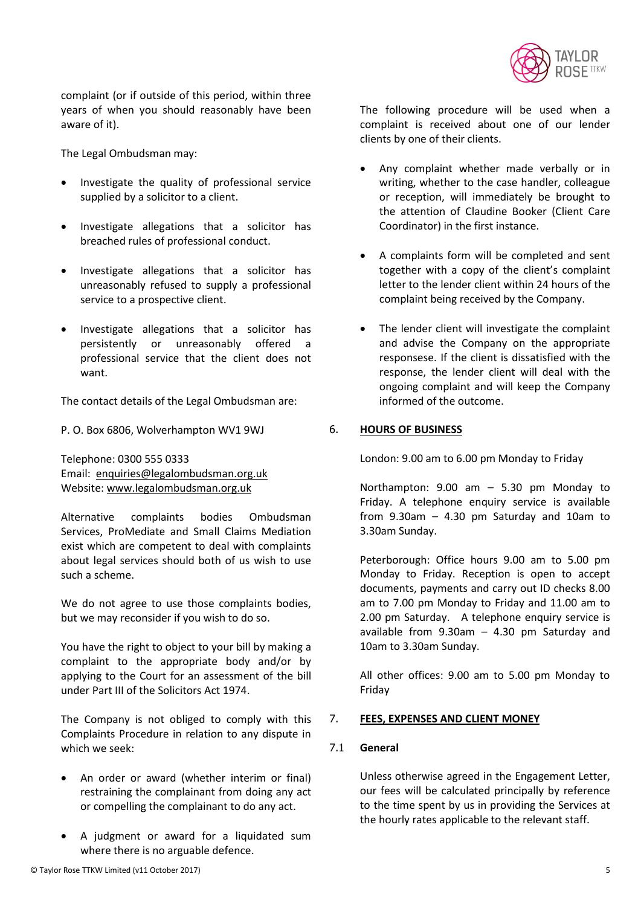complaint (or if outside of this period, within three years of when you should reasonably have been aware of it).

The Legal Ombudsman may:

- Investigate the quality of professional service supplied by a solicitor to a client.
- Investigate allegations that a solicitor has breached rules of professional conduct.
- Investigate allegations that a solicitor has unreasonably refused to supply a professional service to a prospective client.
- Investigate allegations that a solicitor has persistently or unreasonably offered a professional service that the client does not want.

The contact details of the Legal Ombudsman are:

P. O. Box 6806, Wolverhampton WV1 9WJ

Telephone: 0300 555 0333
Email: enquiries@legalombudsman.org.uk
Website: www.legalombudsman.org.uk

Alternative complaints bodies Ombudsman Services, ProMediate and Small Claims Mediation exist which are competent to deal with complaints about legal services should both of us wish to use such a scheme.

We do not agree to use those complaints bodies, but we may reconsider if you wish to do so.

You have the right to object to your bill by making a complaint to the appropriate body and/or by applying to the Court for an assessment of the bill under Part III of the Solicitors Act 1974.

The Company is not obliged to comply with this Complaints Procedure in relation to any dispute in which we seek:

- An order or award (whether interim or final) restraining the complainant from doing any act or compelling the complainant to do any act.
- A judgment or award for a liquidated sum where there is no arguable defence.

The following procedure will be used when a complaint is received about one of our lender clients by one of their clients.

- Any complaint whether made verbally or in writing, whether to the case handler, colleague or reception, will immediately be brought to the attention of Claudine Booker (Client Care Coordinator) in the first instance.
- A complaints form will be completed and sent together with a copy of the client's complaint letter to the lender client within 24 hours of the complaint being received by the Company.
- The lender client will investigate the complaint and advise the Company on the appropriate responsese. If the client is dissatisfied with the response, the lender client will deal with the ongoing complaint and will keep the Company informed of the outcome.

## 6. HOURS OF BUSINESS

London: 9.00 am to 6.00 pm Monday to Friday

Northampton: 9.00 am – 5.30 pm Monday to Friday. A telephone enquiry service is available from 9.30am – 4.30 pm Saturday and 10am to 3.30am Sunday.

Peterborough: Office hours 9.00 am to 5.00 pm Monday to Friday. Reception is open to accept documents, payments and carry out ID checks 8.00 am to 7.00 pm Monday to Friday and 11.00 am to 2.00 pm Saturday. A telephone enquiry service is available from 9.30am – 4.30 pm Saturday and 10am to 3.30am Sunday.

All other offices: 9.00 am to 5.00 pm Monday to Friday

## 7. FEES, EXPENSES AND CLIENT MONEY

### 7.1 General

Unless otherwise agreed in the Engagement Letter, our fees will be calculated principally by reference to the time spent by us in providing the Services at the hourly rates applicable to the relevant staff.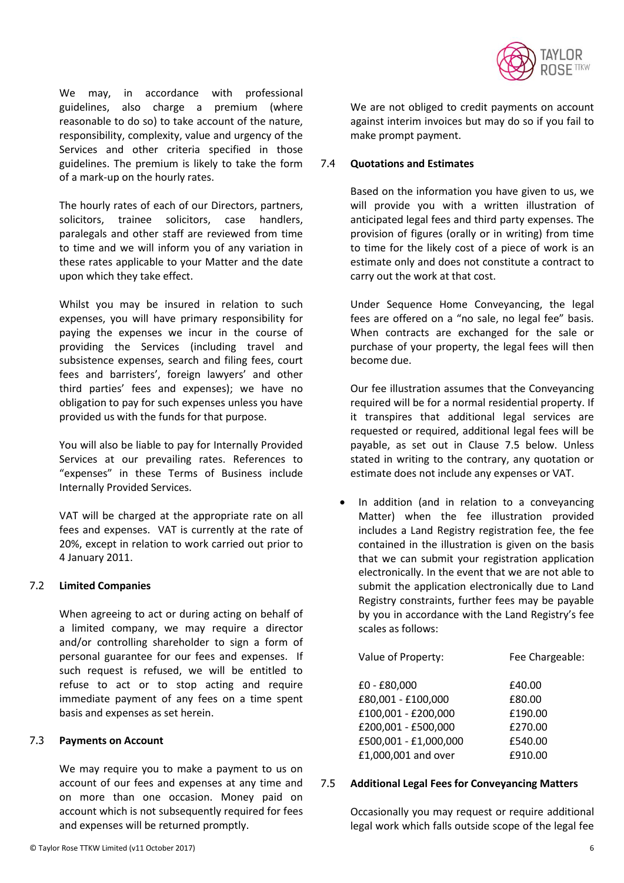We may, in accordance with professional guidelines, also charge a premium (where reasonable to do so) to take account of the nature, responsibility, complexity, value and urgency of the Services and other criteria specified in those guidelines. The premium is likely to take the form of a mark-up on the hourly rates.

The hourly rates of each of our Directors, partners, solicitors, trainee solicitors, case handlers, paralegals and other staff are reviewed from time to time and we will inform you of any variation in these rates applicable to your Matter and the date upon which they take effect.

Whilst you may be insured in relation to such expenses, you will have primary responsibility for paying the expenses we incur in the course of providing the Services (including travel and subsistence expenses, search and filing fees, court fees and barristers', foreign lawyers' and other third parties' fees and expenses); we have no obligation to pay for such expenses unless you have provided us with the funds for that purpose.

You will also be liable to pay for Internally Provided Services at our prevailing rates. References to "expenses" in these Terms of Business include Internally Provided Services.

VAT will be charged at the appropriate rate on all fees and expenses. VAT is currently at the rate of 20%, except in relation to work carried out prior to 4 January 2011.

### 7.2 Limited Companies

When agreeing to act or during acting on behalf of a limited company, we may require a director and/or controlling shareholder to sign a form of personal guarantee for our fees and expenses. If such request is refused, we will be entitled to refuse to act or to stop acting and require immediate payment of any fees on a time spent basis and expenses as set herein.

### 7.3 Payments on Account

We may require you to make a payment to us on account of our fees and expenses at any time and on more than one occasion. Money paid on account which is not subsequently required for fees and expenses will be returned promptly.

We are not obliged to credit payments on account against interim invoices but may do so if you fail to make prompt payment.

### 7.4 Quotations and Estimates

Based on the information you have given to us, we will provide you with a written illustration of anticipated legal fees and third party expenses. The provision of figures (orally or in writing) from time to time for the likely cost of a piece of work is an estimate only and does not constitute a contract to carry out the work at that cost.

Under Sequence Home Conveyancing, the legal fees are offered on a "no sale, no legal fee" basis. When contracts are exchanged for the sale or purchase of your property, the legal fees will then become due.

Our fee illustration assumes that the Conveyancing required will be for a normal residential property. If it transpires that additional legal services are requested or required, additional legal fees will be payable, as set out in Clause 7.5 below. Unless stated in writing to the contrary, any quotation or estimate does not include any expenses or VAT.

- In addition (and in relation to a conveyancing Matter) when the fee illustration provided includes a Land Registry registration fee, the fee contained in the illustration is given on the basis that we can submit your registration application electronically. In the event that we are not able to submit the application electronically due to Land Registry constraints, further fees may be payable by you in accordance with the Land Registry's fee scales as follows:

| Value of Property: | Fee Chargeable: |
|---|---|
| £0 - £80,000 | £40.00 |
| £80,001 - £100,000 | £80.00 |
| £100,001 - £200,000 | £190.00 |
| £200,001 - £500,000 | £270.00 |
| £500,001 - £1,000,000 | £540.00 |
| £1,000,001 and over | £910.00 |

### 7.5 Additional Legal Fees for Conveyancing Matters

Occasionally you may request or require additional legal work which falls outside scope of the legal fee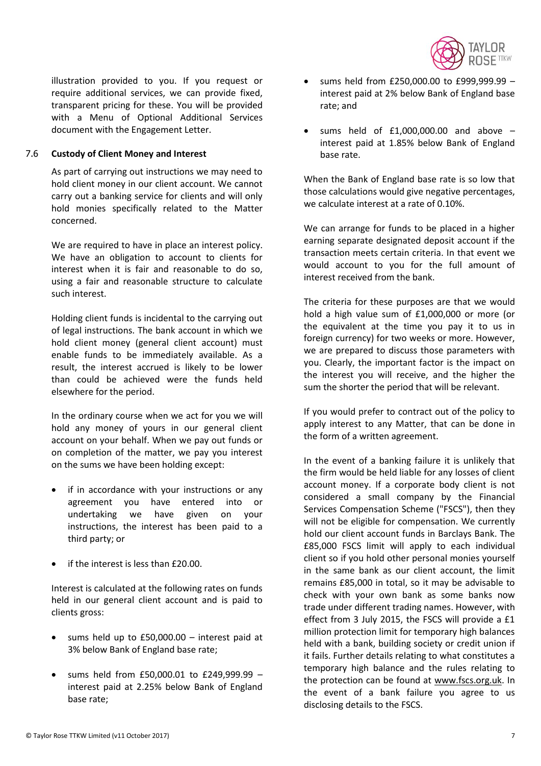illustration provided to you. If you request or require additional services, we can provide fixed, transparent pricing for these. You will be provided with a Menu of Optional Additional Services document with the Engagement Letter.

### 7.6 Custody of Client Money and Interest

As part of carrying out instructions we may need to hold client money in our client account. We cannot carry out a banking service for clients and will only hold monies specifically related to the Matter concerned.

We are required to have in place an interest policy. We have an obligation to account to clients for interest when it is fair and reasonable to do so, using a fair and reasonable structure to calculate such interest.

Holding client funds is incidental to the carrying out of legal instructions. The bank account in which we hold client money (general client account) must enable funds to be immediately available. As a result, the interest accrued is likely to be lower than could be achieved were the funds held elsewhere for the period.

In the ordinary course when we act for you we will hold any money of yours in our general client account on your behalf. When we pay out funds or on completion of the matter, we pay you interest on the sums we have been holding except:

- if in accordance with your instructions or any agreement you have entered into or undertaking we have given on your instructions, the interest has been paid to a third party; or
- if the interest is less than £20.00.

Interest is calculated at the following rates on funds held in our general client account and is paid to clients gross:

- sums held up to £50,000.00 – interest paid at 3% below Bank of England base rate;
- sums held from £50,000.01 to £249,999.99 – interest paid at 2.25% below Bank of England base rate;
- sums held from £250,000.00 to £999,999.99 – interest paid at 2% below Bank of England base rate; and
- sums held of £1,000,000.00 and above – interest paid at 1.85% below Bank of England base rate.

When the Bank of England base rate is so low that those calculations would give negative percentages, we calculate interest at a rate of 0.10%.

We can arrange for funds to be placed in a higher earning separate designated deposit account if the transaction meets certain criteria. In that event we would account to you for the full amount of interest received from the bank.

The criteria for these purposes are that we would hold a high value sum of £1,000,000 or more (or the equivalent at the time you pay it to us in foreign currency) for two weeks or more. However, we are prepared to discuss those parameters with you. Clearly, the important factor is the impact on the interest you will receive, and the higher the sum the shorter the period that will be relevant.

If you would prefer to contract out of the policy to apply interest to any Matter, that can be done in the form of a written agreement.

In the event of a banking failure it is unlikely that the firm would be held liable for any losses of client account money. If a corporate body client is not considered a small company by the Financial Services Compensation Scheme ("FSCS"), then they will not be eligible for compensation. We currently hold our client account funds in Barclays Bank. The £85,000 FSCS limit will apply to each individual client so if you hold other personal monies yourself in the same bank as our client account, the limit remains £85,000 in total, so it may be advisable to check with your own bank as some banks now trade under different trading names. However, with effect from 3 July 2015, the FSCS will provide a £1 million protection limit for temporary high balances held with a bank, building society or credit union if it fails. Further details relating to what constitutes a temporary high balance and the rules relating to the protection can be found at www.fscs.org.uk. In the event of a bank failure you agree to us disclosing details to the FSCS.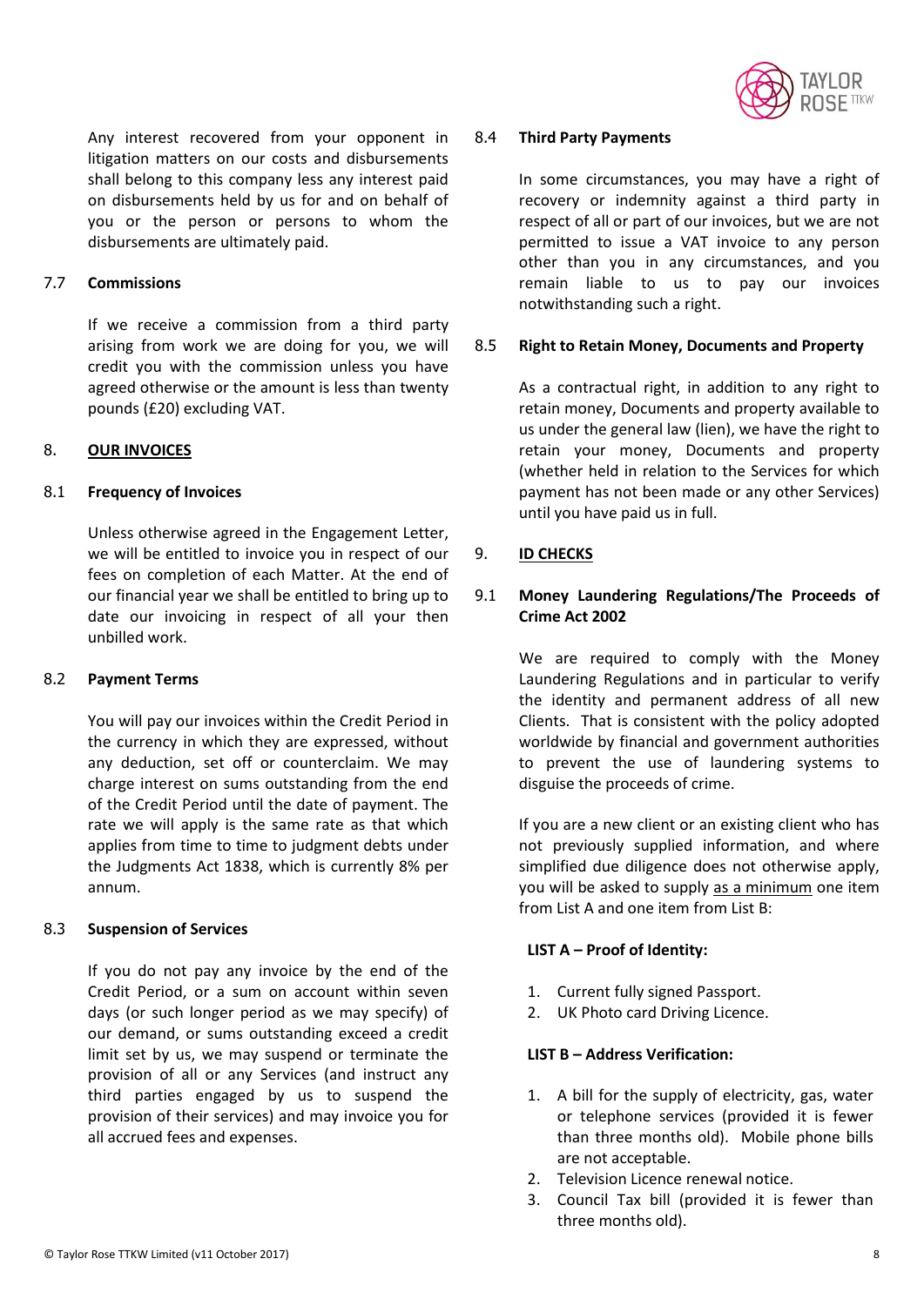Any interest recovered from your opponent in litigation matters on our costs and disbursements shall belong to this company less any interest paid on disbursements held by us for and on behalf of you or the person or persons to whom the disbursements are ultimately paid.

### 7.7 Commissions

If we receive a commission from a third party arising from work we are doing for you, we will credit you with the commission unless you have agreed otherwise or the amount is less than twenty pounds (£20) excluding VAT.

## 8. OUR INVOICES

### 8.1 Frequency of Invoices

Unless otherwise agreed in the Engagement Letter, we will be entitled to invoice you in respect of our fees on completion of each Matter. At the end of our financial year we shall be entitled to bring up to date our invoicing in respect of all your then unbilled work.

### 8.2 Payment Terms

You will pay our invoices within the Credit Period in the currency in which they are expressed, without any deduction, set off or counterclaim. We may charge interest on sums outstanding from the end of the Credit Period until the date of payment. The rate we will apply is the same rate as that which applies from time to time to judgment debts under the Judgments Act 1838, which is currently 8% per annum.

### 8.3 Suspension of Services

If you do not pay any invoice by the end of the Credit Period, or a sum on account within seven days (or such longer period as we may specify) of our demand, or sums outstanding exceed a credit limit set by us, we may suspend or terminate the provision of all or any Services (and instruct any third parties engaged by us to suspend the provision of their services) and may invoice you for all accrued fees and expenses.

### 8.4 Third Party Payments

In some circumstances, you may have a right of recovery or indemnity against a third party in respect of all or part of our invoices, but we are not permitted to issue a VAT invoice to any person other than you in any circumstances, and you remain liable to us to pay our invoices notwithstanding such a right.

### 8.5 Right to Retain Money, Documents and Property

As a contractual right, in addition to any right to retain money, Documents and property available to us under the general law (lien), we have the right to retain your money, Documents and property (whether held in relation to the Services for which payment has not been made or any other Services) until you have paid us in full.

## 9. ID CHECKS

### 9.1 Money Laundering Regulations/The Proceeds of Crime Act 2002

We are required to comply with the Money Laundering Regulations and in particular to verify the identity and permanent address of all new Clients. That is consistent with the policy adopted worldwide by financial and government authorities to prevent the use of laundering systems to disguise the proceeds of crime.

If you are a new client or an existing client who has not previously supplied information, and where simplified due diligence does not otherwise apply, you will be asked to supply <u>as a minimum</u> one item from List A and one item from List B:

**LIST A – Proof of Identity:**

1. Current fully signed Passport.
2. UK Photo card Driving Licence.

**LIST B – Address Verification:**

1. A bill for the supply of electricity, gas, water or telephone services (provided it is fewer than three months old). Mobile phone bills are not acceptable.
2. Television Licence renewal notice.
3. Council Tax bill (provided it is fewer than three months old).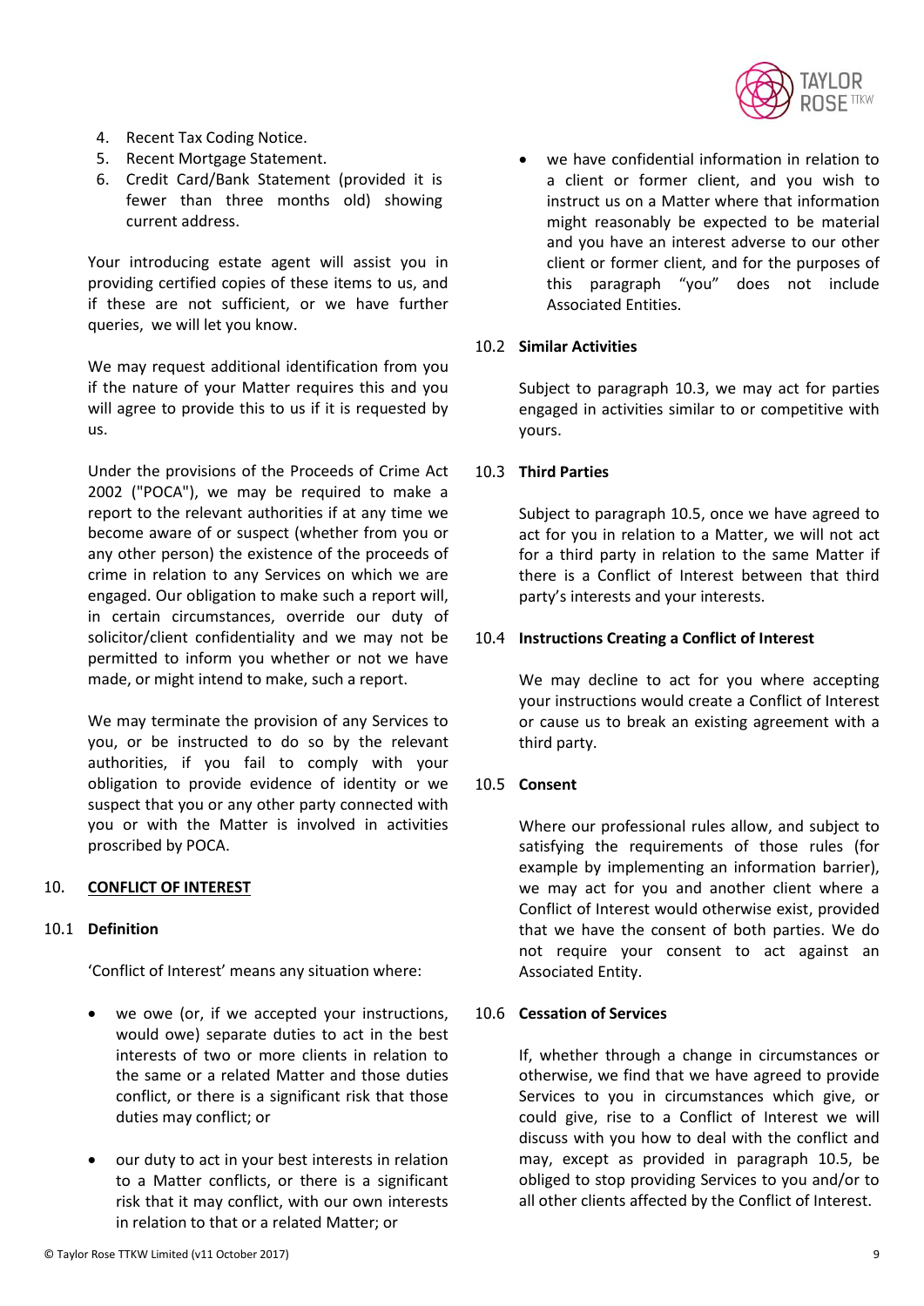4. Recent Tax Coding Notice.
5. Recent Mortgage Statement.
6. Credit Card/Bank Statement (provided it is fewer than three months old) showing current address.

Your introducing estate agent will assist you in providing certified copies of these items to us, and if these are not sufficient, or we have further queries, we will let you know.

We may request additional identification from you if the nature of your Matter requires this and you will agree to provide this to us if it is requested by us.

Under the provisions of the Proceeds of Crime Act 2002 ("POCA"), we may be required to make a report to the relevant authorities if at any time we become aware of or suspect (whether from you or any other person) the existence of the proceeds of crime in relation to any Services on which we are engaged. Our obligation to make such a report will, in certain circumstances, override our duty of solicitor/client confidentiality and we may not be permitted to inform you whether or not we have made, or might intend to make, such a report.

We may terminate the provision of any Services to you, or be instructed to do so by the relevant authorities, if you fail to comply with your obligation to provide evidence of identity or we suspect that you or any other party connected with you or with the Matter is involved in activities proscribed by POCA.

## 10. CONFLICT OF INTEREST

### 10.1 Definition

'Conflict of Interest' means any situation where:

- we owe (or, if we accepted your instructions, would owe) separate duties to act in the best interests of two or more clients in relation to the same or a related Matter and those duties conflict, or there is a significant risk that those duties may conflict; or
- our duty to act in your best interests in relation to a Matter conflicts, or there is a significant risk that it may conflict, with our own interests in relation to that or a related Matter; or
- we have confidential information in relation to a client or former client, and you wish to instruct us on a Matter where that information might reasonably be expected to be material and you have an interest adverse to our other client or former client, and for the purposes of this paragraph "you" does not include Associated Entities.

### 10.2 Similar Activities

Subject to paragraph 10.3, we may act for parties engaged in activities similar to or competitive with yours.

### 10.3 Third Parties

Subject to paragraph 10.5, once we have agreed to act for you in relation to a Matter, we will not act for a third party in relation to the same Matter if there is a Conflict of Interest between that third party's interests and your interests.

### 10.4 Instructions Creating a Conflict of Interest

We may decline to act for you where accepting your instructions would create a Conflict of Interest or cause us to break an existing agreement with a third party.

### 10.5 Consent

Where our professional rules allow, and subject to satisfying the requirements of those rules (for example by implementing an information barrier), we may act for you and another client where a Conflict of Interest would otherwise exist, provided that we have the consent of both parties. We do not require your consent to act against an Associated Entity.

### 10.6 Cessation of Services

If, whether through a change in circumstances or otherwise, we find that we have agreed to provide Services to you in circumstances which give, or could give, rise to a Conflict of Interest we will discuss with you how to deal with the conflict and may, except as provided in paragraph 10.5, be obliged to stop providing Services to you and/or to all other clients affected by the Conflict of Interest.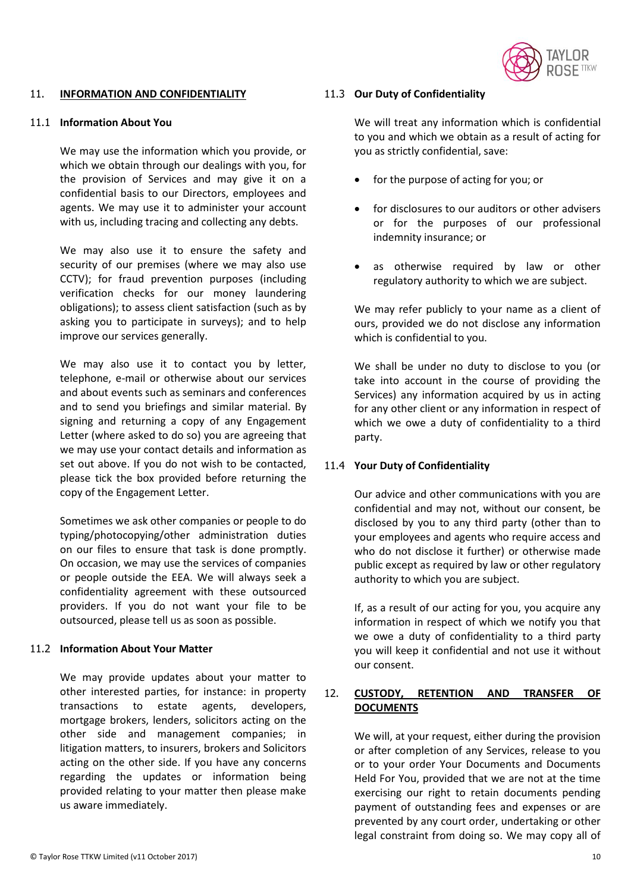## 11. INFORMATION AND CONFIDENTIALITY

### 11.1 Information About You

We may use the information which you provide, or which we obtain through our dealings with you, for the provision of Services and may give it on a confidential basis to our Directors, employees and agents. We may use it to administer your account with us, including tracing and collecting any debts.

We may also use it to ensure the safety and security of our premises (where we may also use CCTV); for fraud prevention purposes (including verification checks for our money laundering obligations); to assess client satisfaction (such as by asking you to participate in surveys); and to help improve our services generally.

We may also use it to contact you by letter, telephone, e-mail or otherwise about our services and about events such as seminars and conferences and to send you briefings and similar material. By signing and returning a copy of any Engagement Letter (where asked to do so) you are agreeing that we may use your contact details and information as set out above. If you do not wish to be contacted, please tick the box provided before returning the copy of the Engagement Letter.

Sometimes we ask other companies or people to do typing/photocopying/other administration duties on our files to ensure that task is done promptly. On occasion, we may use the services of companies or people outside the EEA. We will always seek a confidentiality agreement with these outsourced providers. If you do not want your file to be outsourced, please tell us as soon as possible.

### 11.2 Information About Your Matter

We may provide updates about your matter to other interested parties, for instance: in property transactions to estate agents, developers, mortgage brokers, lenders, solicitors acting on the other side and management companies; in litigation matters, to insurers, brokers and Solicitors acting on the other side. If you have any concerns regarding the updates or information being provided relating to your matter then please make us aware immediately.

### 11.3 Our Duty of Confidentiality

We will treat any information which is confidential to you and which we obtain as a result of acting for you as strictly confidential, save:

- for the purpose of acting for you; or
- for disclosures to our auditors or other advisers or for the purposes of our professional indemnity insurance; or
- as otherwise required by law or other regulatory authority to which we are subject.

We may refer publicly to your name as a client of ours, provided we do not disclose any information which is confidential to you.

We shall be under no duty to disclose to you (or take into account in the course of providing the Services) any information acquired by us in acting for any other client or any information in respect of which we owe a duty of confidentiality to a third party.

### 11.4 Your Duty of Confidentiality

Our advice and other communications with you are confidential and may not, without our consent, be disclosed by you to any third party (other than to your employees and agents who require access and who do not disclose it further) or otherwise made public except as required by law or other regulatory authority to which you are subject.

If, as a result of our acting for you, you acquire any information in respect of which we notify you that we owe a duty of confidentiality to a third party you will keep it confidential and not use it without our consent.

## 12. CUSTODY, RETENTION AND TRANSFER OF DOCUMENTS

We will, at your request, either during the provision or after completion of any Services, release to you or to your order Your Documents and Documents Held For You, provided that we are not at the time exercising our right to retain documents pending payment of outstanding fees and expenses or are prevented by any court order, undertaking or other legal constraint from doing so. We may copy all of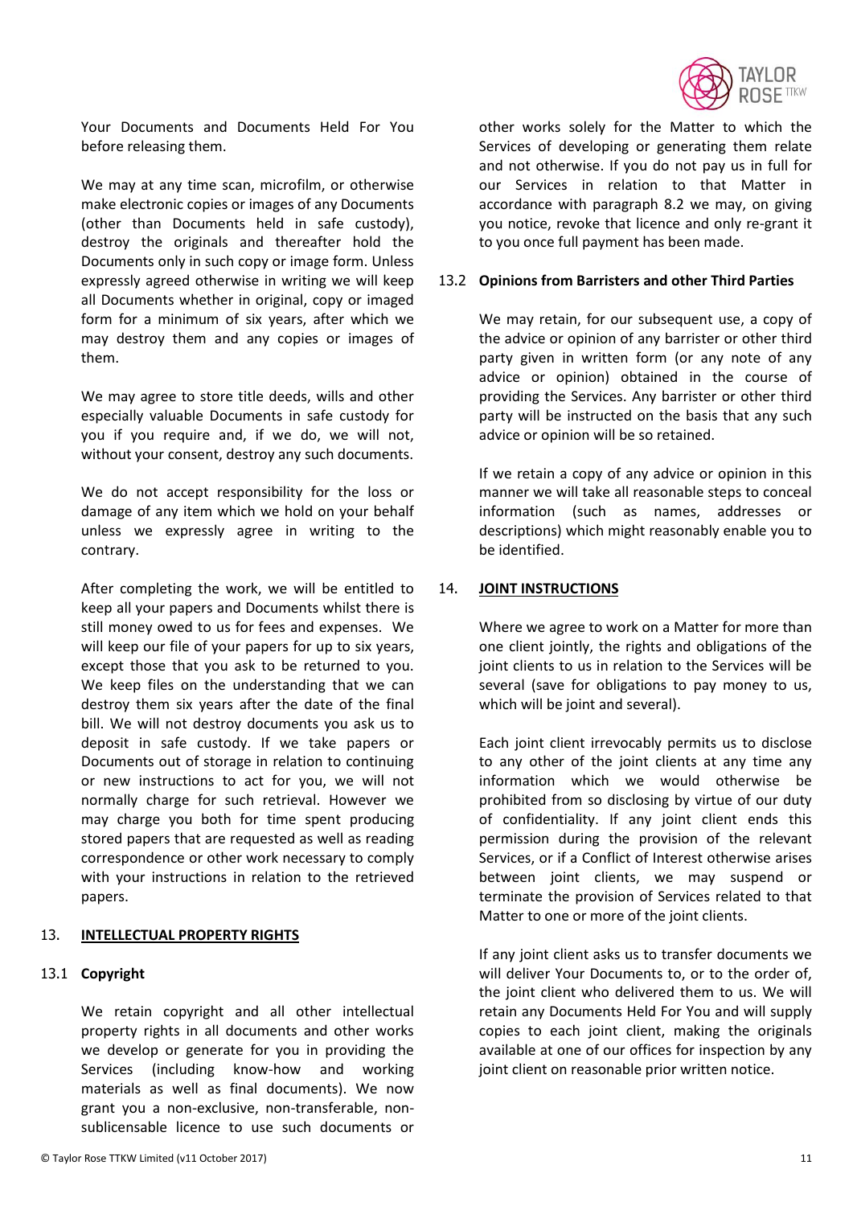Your Documents and Documents Held For You before releasing them.

We may at any time scan, microfilm, or otherwise make electronic copies or images of any Documents (other than Documents held in safe custody), destroy the originals and thereafter hold the Documents only in such copy or image form. Unless expressly agreed otherwise in writing we will keep all Documents whether in original, copy or imaged form for a minimum of six years, after which we may destroy them and any copies or images of them.

We may agree to store title deeds, wills and other especially valuable Documents in safe custody for you if you require and, if we do, we will not, without your consent, destroy any such documents.

We do not accept responsibility for the loss or damage of any item which we hold on your behalf unless we expressly agree in writing to the contrary.

After completing the work, we will be entitled to keep all your papers and Documents whilst there is still money owed to us for fees and expenses. We will keep our file of your papers for up to six years, except those that you ask to be returned to you. We keep files on the understanding that we can destroy them six years after the date of the final bill. We will not destroy documents you ask us to deposit in safe custody. If we take papers or Documents out of storage in relation to continuing or new instructions to act for you, we will not normally charge for such retrieval. However we may charge you both for time spent producing stored papers that are requested as well as reading correspondence or other work necessary to comply with your instructions in relation to the retrieved papers.

## 13. INTELLECTUAL PROPERTY RIGHTS

### 13.1 Copyright

We retain copyright and all other intellectual property rights in all documents and other works we develop or generate for you in providing the Services (including know-how and working materials as well as final documents). We now grant you a non-exclusive, non-transferable, non-sublicensable licence to use such documents or other works solely for the Matter to which the Services of developing or generating them relate and not otherwise. If you do not pay us in full for our Services in relation to that Matter in accordance with paragraph 8.2 we may, on giving you notice, revoke that licence and only re-grant it to you once full payment has been made.

### 13.2 Opinions from Barristers and other Third Parties

We may retain, for our subsequent use, a copy of the advice or opinion of any barrister or other third party given in written form (or any note of any advice or opinion) obtained in the course of providing the Services. Any barrister or other third party will be instructed on the basis that any such advice or opinion will be so retained.

If we retain a copy of any advice or opinion in this manner we will take all reasonable steps to conceal information (such as names, addresses or descriptions) which might reasonably enable you to be identified.

## 14. JOINT INSTRUCTIONS

Where we agree to work on a Matter for more than one client jointly, the rights and obligations of the joint clients to us in relation to the Services will be several (save for obligations to pay money to us, which will be joint and several).

Each joint client irrevocably permits us to disclose to any other of the joint clients at any time any information which we would otherwise be prohibited from so disclosing by virtue of our duty of confidentiality. If any joint client ends this permission during the provision of the relevant Services, or if a Conflict of Interest otherwise arises between joint clients, we may suspend or terminate the provision of Services related to that Matter to one or more of the joint clients.

If any joint client asks us to transfer documents we will deliver Your Documents to, or to the order of, the joint client who delivered them to us. We will retain any Documents Held For You and will supply copies to each joint client, making the originals available at one of our offices for inspection by any joint client on reasonable prior written notice.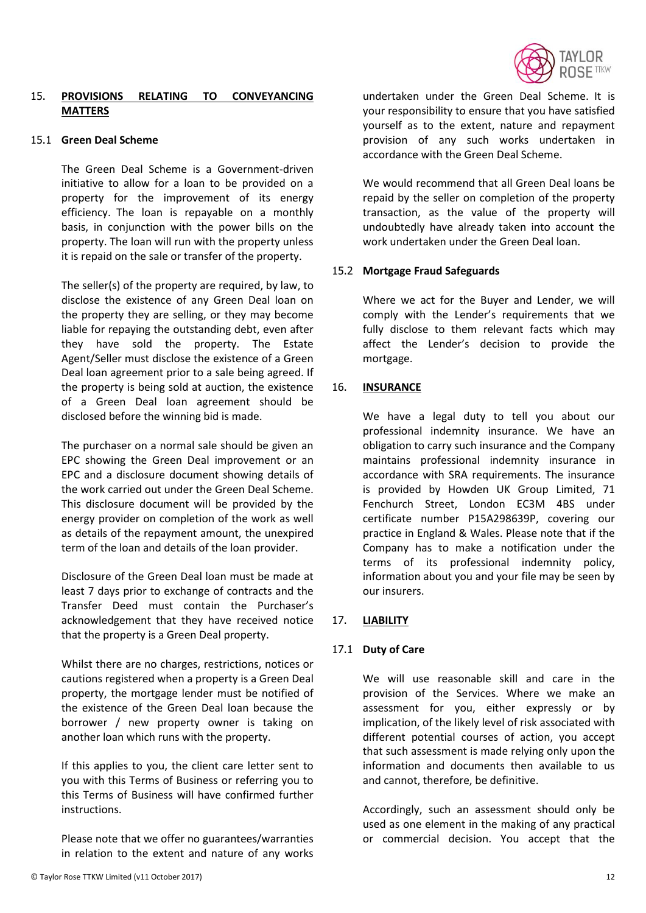## 15. PROVISIONS RELATING TO CONVEYANCING MATTERS

### 15.1 Green Deal Scheme

The Green Deal Scheme is a Government-driven initiative to allow for a loan to be provided on a property for the improvement of its energy efficiency. The loan is repayable on a monthly basis, in conjunction with the power bills on the property. The loan will run with the property unless it is repaid on the sale or transfer of the property.

The seller(s) of the property are required, by law, to disclose the existence of any Green Deal loan on the property they are selling, or they may become liable for repaying the outstanding debt, even after they have sold the property. The Estate Agent/Seller must disclose the existence of a Green Deal loan agreement prior to a sale being agreed. If the property is being sold at auction, the existence of a Green Deal loan agreement should be disclosed before the winning bid is made.

The purchaser on a normal sale should be given an EPC showing the Green Deal improvement or an EPC and a disclosure document showing details of the work carried out under the Green Deal Scheme. This disclosure document will be provided by the energy provider on completion of the work as well as details of the repayment amount, the unexpired term of the loan and details of the loan provider.

Disclosure of the Green Deal loan must be made at least 7 days prior to exchange of contracts and the Transfer Deed must contain the Purchaser's acknowledgement that they have received notice that the property is a Green Deal property.

Whilst there are no charges, restrictions, notices or cautions registered when a property is a Green Deal property, the mortgage lender must be notified of the existence of the Green Deal loan because the borrower / new property owner is taking on another loan which runs with the property.

If this applies to you, the client care letter sent to you with this Terms of Business or referring you to this Terms of Business will have confirmed further instructions.

Please note that we offer no guarantees/warranties in relation to the extent and nature of any works undertaken under the Green Deal Scheme. It is your responsibility to ensure that you have satisfied yourself as to the extent, nature and repayment provision of any such works undertaken in accordance with the Green Deal Scheme.

We would recommend that all Green Deal loans be repaid by the seller on completion of the property transaction, as the value of the property will undoubtedly have already taken into account the work undertaken under the Green Deal loan.

### 15.2 Mortgage Fraud Safeguards

Where we act for the Buyer and Lender, we will comply with the Lender's requirements that we fully disclose to them relevant facts which may affect the Lender's decision to provide the mortgage.

## 16. INSURANCE

We have a legal duty to tell you about our professional indemnity insurance. We have an obligation to carry such insurance and the Company maintains professional indemnity insurance in accordance with SRA requirements. The insurance is provided by Howden UK Group Limited, 71 Fenchurch Street, London EC3M 4BS under certificate number P15A298639P, covering our practice in England & Wales. Please note that if the Company has to make a notification under the terms of its professional indemnity policy, information about you and your file may be seen by our insurers.

## 17. LIABILITY

### 17.1 Duty of Care

We will use reasonable skill and care in the provision of the Services. Where we make an assessment for you, either expressly or by implication, of the likely level of risk associated with different potential courses of action, you accept that such assessment is made relying only upon the information and documents then available to us and cannot, therefore, be definitive.

Accordingly, such an assessment should only be used as one element in the making of any practical or commercial decision. You accept that the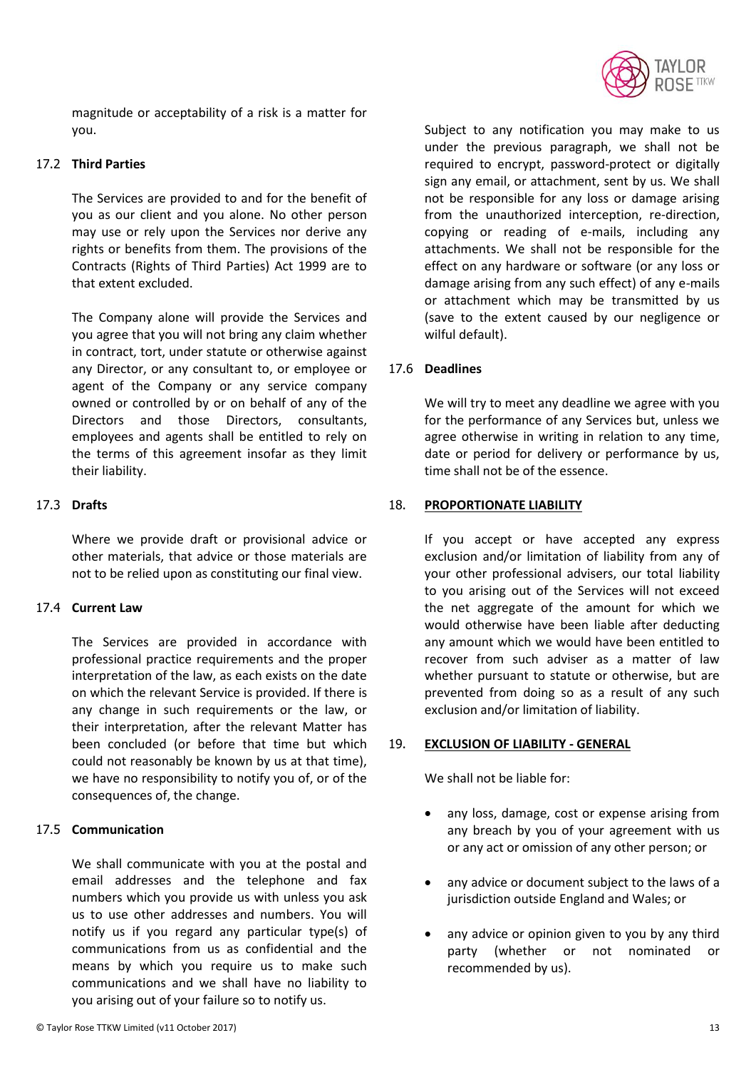magnitude or acceptability of a risk is a matter for you.

### 17.2 Third Parties

The Services are provided to and for the benefit of you as our client and you alone. No other person may use or rely upon the Services nor derive any rights or benefits from them. The provisions of the Contracts (Rights of Third Parties) Act 1999 are to that extent excluded.

The Company alone will provide the Services and you agree that you will not bring any claim whether in contract, tort, under statute or otherwise against any Director, or any consultant to, or employee or agent of the Company or any service company owned or controlled by or on behalf of any of the Directors and those Directors, consultants, employees and agents shall be entitled to rely on the terms of this agreement insofar as they limit their liability.

### 17.3 Drafts

Where we provide draft or provisional advice or other materials, that advice or those materials are not to be relied upon as constituting our final view.

### 17.4 Current Law

The Services are provided in accordance with professional practice requirements and the proper interpretation of the law, as each exists on the date on which the relevant Service is provided. If there is any change in such requirements or the law, or their interpretation, after the relevant Matter has been concluded (or before that time but which could not reasonably be known by us at that time), we have no responsibility to notify you of, or of the consequences of, the change.

### 17.5 Communication

We shall communicate with you at the postal and email addresses and the telephone and fax numbers which you provide us with unless you ask us to use other addresses and numbers. You will notify us if you regard any particular type(s) of communications from us as confidential and the means by which you require us to make such communications and we shall have no liability to you arising out of your failure so to notify us.

Subject to any notification you may make to us under the previous paragraph, we shall not be required to encrypt, password-protect or digitally sign any email, or attachment, sent by us. We shall not be responsible for any loss or damage arising from the unauthorized interception, re-direction, copying or reading of e-mails, including any attachments. We shall not be responsible for the effect on any hardware or software (or any loss or damage arising from any such effect) of any e-mails or attachment which may be transmitted by us (save to the extent caused by our negligence or wilful default).

### 17.6 Deadlines

We will try to meet any deadline we agree with you for the performance of any Services but, unless we agree otherwise in writing in relation to any time, date or period for delivery or performance by us, time shall not be of the essence.

## 18. PROPORTIONATE LIABILITY

If you accept or have accepted any express exclusion and/or limitation of liability from any of your other professional advisers, our total liability to you arising out of the Services will not exceed the net aggregate of the amount for which we would otherwise have been liable after deducting any amount which we would have been entitled to recover from such adviser as a matter of law whether pursuant to statute or otherwise, but are prevented from doing so as a result of any such exclusion and/or limitation of liability.

## 19. EXCLUSION OF LIABILITY - GENERAL

We shall not be liable for:

- any loss, damage, cost or expense arising from any breach by you of your agreement with us or any act or omission of any other person; or
- any advice or document subject to the laws of a jurisdiction outside England and Wales; or
- any advice or opinion given to you by any third party (whether or not nominated or recommended by us).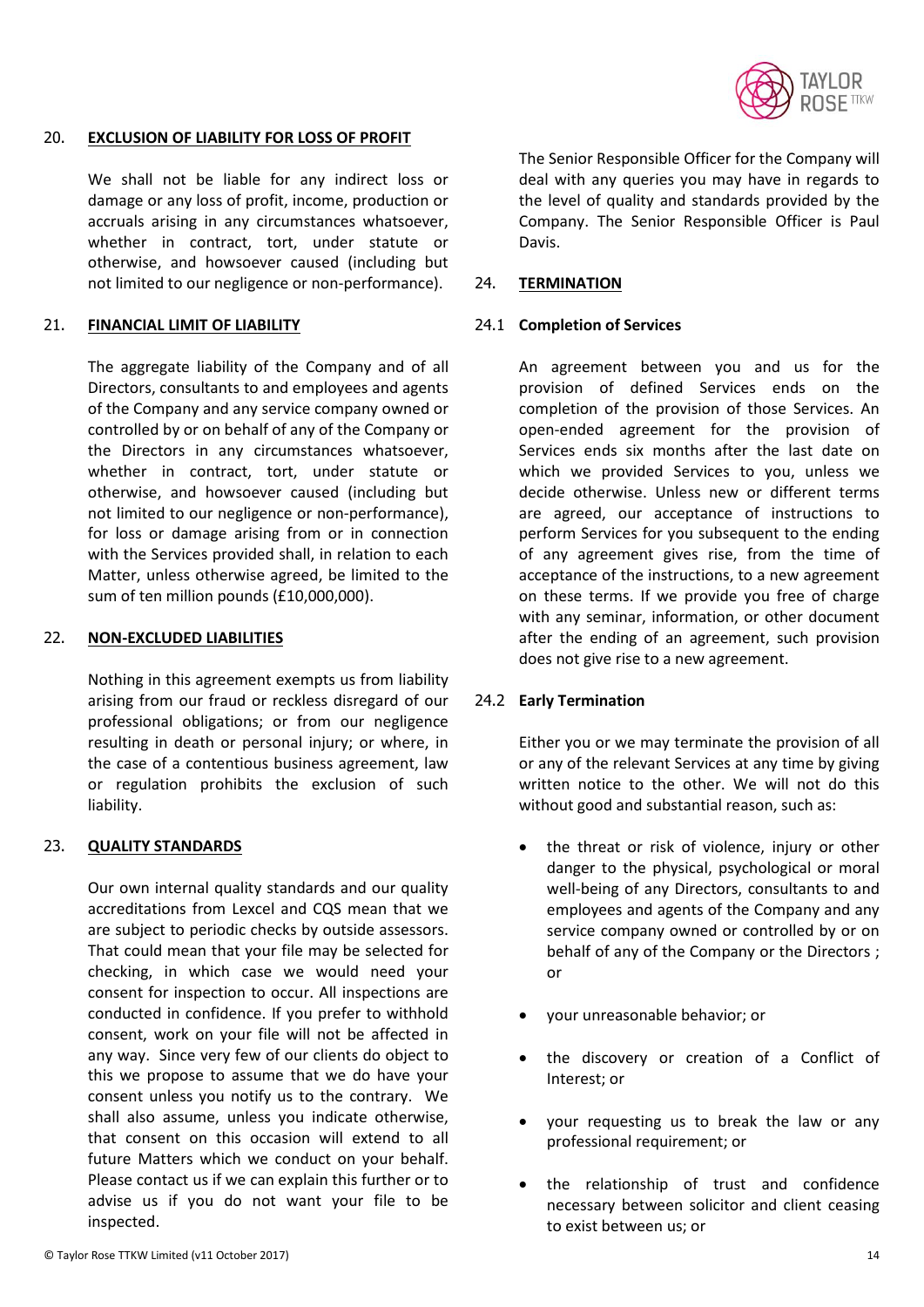## 20. EXCLUSION OF LIABILITY FOR LOSS OF PROFIT

We shall not be liable for any indirect loss or damage or any loss of profit, income, production or accruals arising in any circumstances whatsoever, whether in contract, tort, under statute or otherwise, and howsoever caused (including but not limited to our negligence or non-performance).

## 21. FINANCIAL LIMIT OF LIABILITY

The aggregate liability of the Company and of all Directors, consultants to and employees and agents of the Company and any service company owned or controlled by or on behalf of any of the Company or the Directors in any circumstances whatsoever, whether in contract, tort, under statute or otherwise, and howsoever caused (including but not limited to our negligence or non-performance), for loss or damage arising from or in connection with the Services provided shall, in relation to each Matter, unless otherwise agreed, be limited to the sum of ten million pounds (£10,000,000).

## 22. NON-EXCLUDED LIABILITIES

Nothing in this agreement exempts us from liability arising from our fraud or reckless disregard of our professional obligations; or from our negligence resulting in death or personal injury; or where, in the case of a contentious business agreement, law or regulation prohibits the exclusion of such liability.

## 23. QUALITY STANDARDS

Our own internal quality standards and our quality accreditations from Lexcel and CQS mean that we are subject to periodic checks by outside assessors. That could mean that your file may be selected for checking, in which case we would need your consent for inspection to occur. All inspections are conducted in confidence. If you prefer to withhold consent, work on your file will not be affected in any way. Since very few of our clients do object to this we propose to assume that we do have your consent unless you notify us to the contrary. We shall also assume, unless you indicate otherwise, that consent on this occasion will extend to all future Matters which we conduct on your behalf. Please contact us if we can explain this further or to advise us if you do not want your file to be inspected.

The Senior Responsible Officer for the Company will deal with any queries you may have in regards to the level of quality and standards provided by the Company. The Senior Responsible Officer is Paul Davis.

## 24. TERMINATION

### 24.1 Completion of Services

An agreement between you and us for the provision of defined Services ends on the completion of the provision of those Services. An open-ended agreement for the provision of Services ends six months after the last date on which we provided Services to you, unless we decide otherwise. Unless new or different terms are agreed, our acceptance of instructions to perform Services for you subsequent to the ending of any agreement gives rise, from the time of acceptance of the instructions, to a new agreement on these terms. If we provide you free of charge with any seminar, information, or other document after the ending of an agreement, such provision does not give rise to a new agreement.

### 24.2 Early Termination

Either you or we may terminate the provision of all or any of the relevant Services at any time by giving written notice to the other. We will not do this without good and substantial reason, such as:

- the threat or risk of violence, injury or other danger to the physical, psychological or moral well-being of any Directors, consultants to and employees and agents of the Company and any service company owned or controlled by or on behalf of any of the Company or the Directors ; or
- your unreasonable behavior; or
- the discovery or creation of a Conflict of Interest; or
- your requesting us to break the law or any professional requirement; or
- the relationship of trust and confidence necessary between solicitor and client ceasing to exist between us; or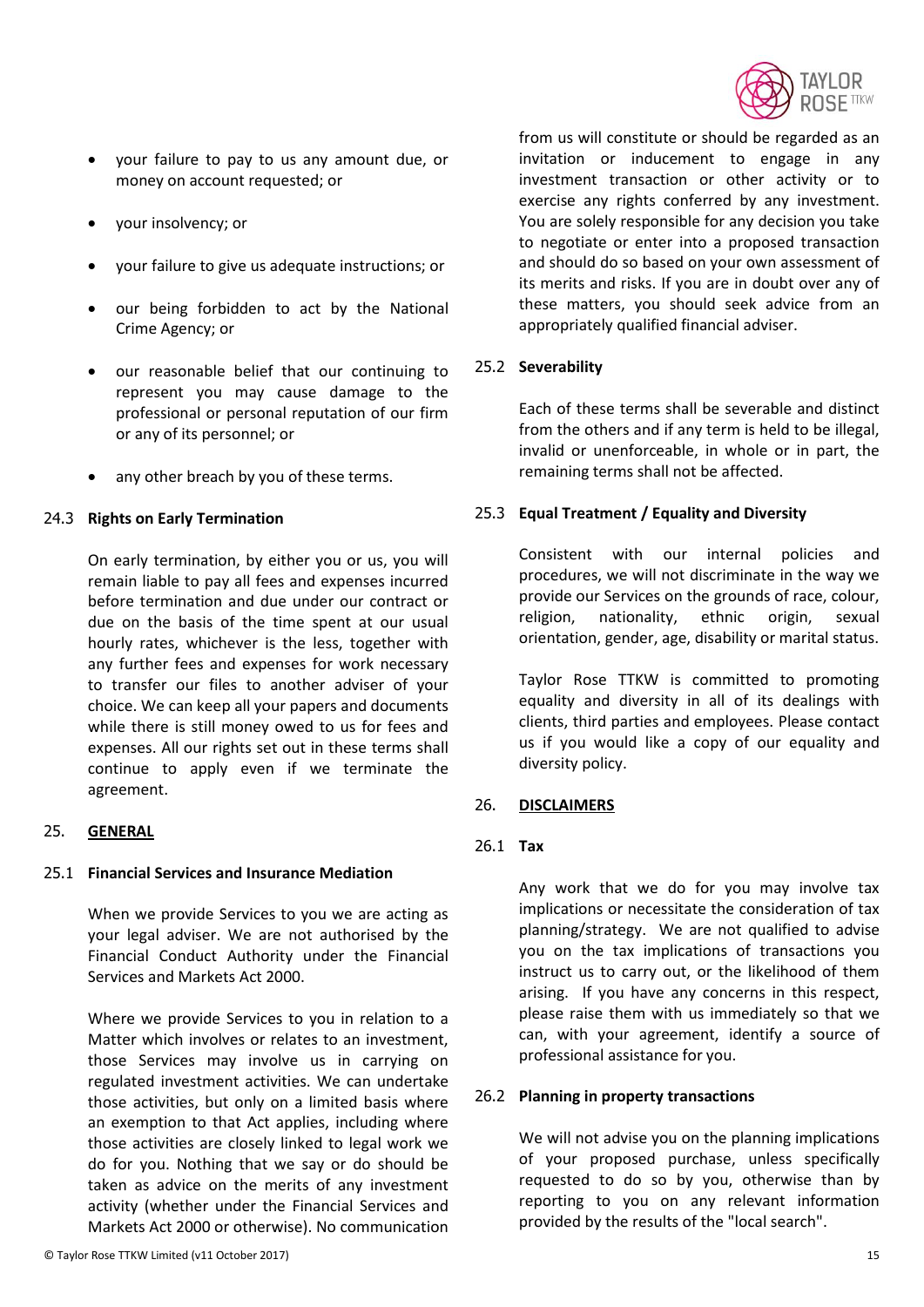- your failure to pay to us any amount due, or money on account requested; or
- your insolvency; or
- your failure to give us adequate instructions; or
- our being forbidden to act by the National Crime Agency; or
- our reasonable belief that our continuing to represent you may cause damage to the professional or personal reputation of our firm or any of its personnel; or
- any other breach by you of these terms.

### 24.3 Rights on Early Termination

On early termination, by either you or us, you will remain liable to pay all fees and expenses incurred before termination and due under our contract or due on the basis of the time spent at our usual hourly rates, whichever is the less, together with any further fees and expenses for work necessary to transfer our files to another adviser of your choice. We can keep all your papers and documents while there is still money owed to us for fees and expenses. All our rights set out in these terms shall continue to apply even if we terminate the agreement.

## 25. GENERAL

### 25.1 Financial Services and Insurance Mediation

When we provide Services to you we are acting as your legal adviser. We are not authorised by the Financial Conduct Authority under the Financial Services and Markets Act 2000.

Where we provide Services to you in relation to a Matter which involves or relates to an investment, those Services may involve us in carrying on regulated investment activities. We can undertake those activities, but only on a limited basis where an exemption to that Act applies, including where those activities are closely linked to legal work we do for you. Nothing that we say or do should be taken as advice on the merits of any investment activity (whether under the Financial Services and Markets Act 2000 or otherwise). No communication from us will constitute or should be regarded as an invitation or inducement to engage in any investment transaction or other activity or to exercise any rights conferred by any investment. You are solely responsible for any decision you take to negotiate or enter into a proposed transaction and should do so based on your own assessment of its merits and risks. If you are in doubt over any of these matters, you should seek advice from an appropriately qualified financial adviser.

### 25.2 Severability

Each of these terms shall be severable and distinct from the others and if any term is held to be illegal, invalid or unenforceable, in whole or in part, the remaining terms shall not be affected.

### 25.3 Equal Treatment / Equality and Diversity

Consistent with our internal policies and procedures, we will not discriminate in the way we provide our Services on the grounds of race, colour, religion, nationality, ethnic origin, sexual orientation, gender, age, disability or marital status.

Taylor Rose TTKW is committed to promoting equality and diversity in all of its dealings with clients, third parties and employees. Please contact us if you would like a copy of our equality and diversity policy.

## 26. DISCLAIMERS

### 26.1 Tax

Any work that we do for you may involve tax implications or necessitate the consideration of tax planning/strategy. We are not qualified to advise you on the tax implications of transactions you instruct us to carry out, or the likelihood of them arising. If you have any concerns in this respect, please raise them with us immediately so that we can, with your agreement, identify a source of professional assistance for you.

### 26.2 Planning in property transactions

We will not advise you on the planning implications of your proposed purchase, unless specifically requested to do so by you, otherwise than by reporting to you on any relevant information provided by the results of the "local search".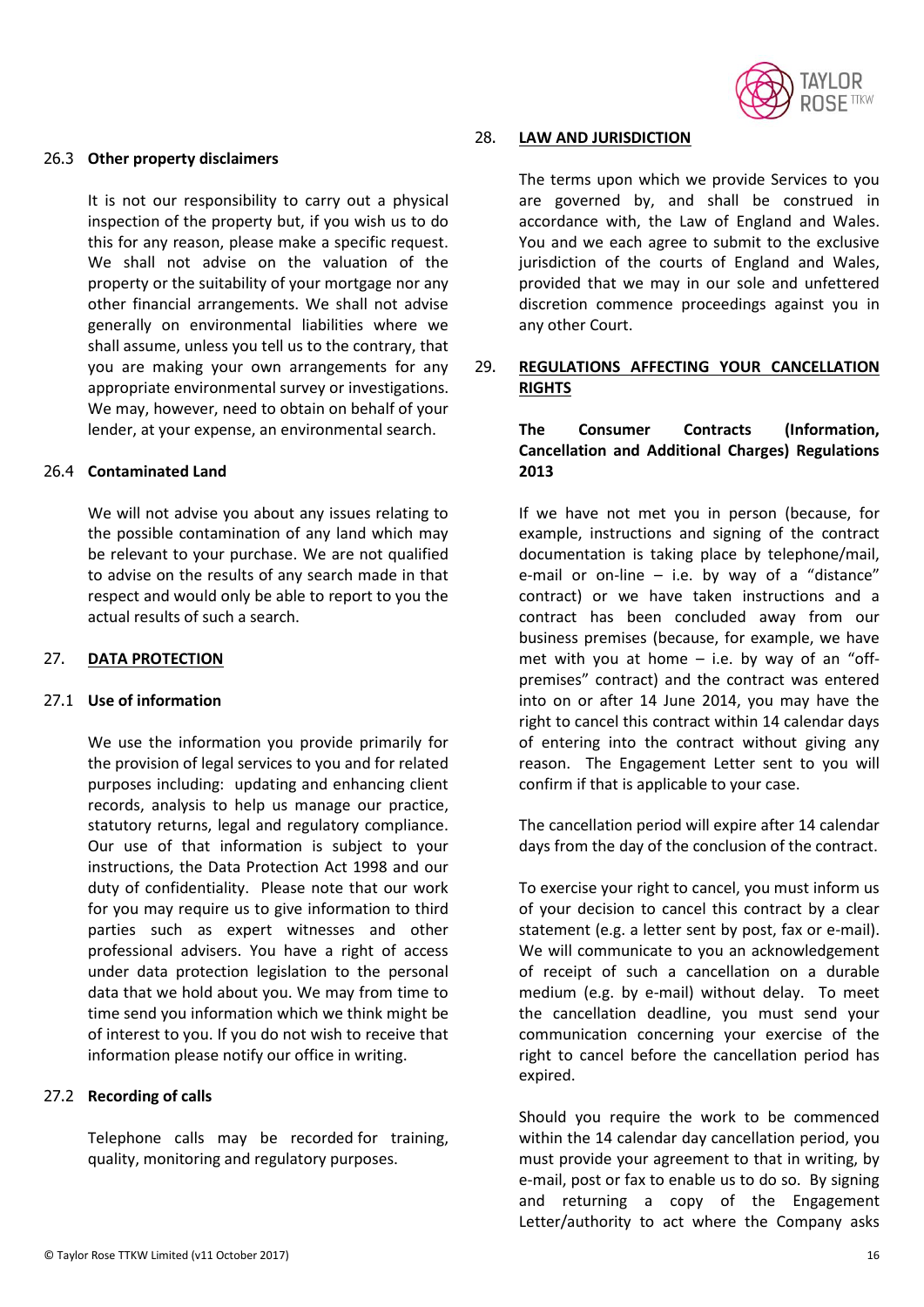### 26.3 Other property disclaimers

It is not our responsibility to carry out a physical inspection of the property but, if you wish us to do this for any reason, please make a specific request. We shall not advise on the valuation of the property or the suitability of your mortgage nor any other financial arrangements. We shall not advise generally on environmental liabilities where we shall assume, unless you tell us to the contrary, that you are making your own arrangements for any appropriate environmental survey or investigations. We may, however, need to obtain on behalf of your lender, at your expense, an environmental search.

### 26.4 Contaminated Land

We will not advise you about any issues relating to the possible contamination of any land which may be relevant to your purchase. We are not qualified to advise on the results of any search made in that respect and would only be able to report to you the actual results of such a search.

## 27. DATA PROTECTION

### 27.1 Use of information

We use the information you provide primarily for the provision of legal services to you and for related purposes including: updating and enhancing client records, analysis to help us manage our practice, statutory returns, legal and regulatory compliance. Our use of that information is subject to your instructions, the Data Protection Act 1998 and our duty of confidentiality. Please note that our work for you may require us to give information to third parties such as expert witnesses and other professional advisers. You have a right of access under data protection legislation to the personal data that we hold about you. We may from time to time send you information which we think might be of interest to you. If you do not wish to receive that information please notify our office in writing.

### 27.2 Recording of calls

Telephone calls may be recorded for training, quality, monitoring and regulatory purposes.

## 28. LAW AND JURISDICTION

The terms upon which we provide Services to you are governed by, and shall be construed in accordance with, the Law of England and Wales. You and we each agree to submit to the exclusive jurisdiction of the courts of England and Wales, provided that we may in our sole and unfettered discretion commence proceedings against you in any other Court.

## 29. REGULATIONS AFFECTING YOUR CANCELLATION RIGHTS

**The Consumer Contracts (Information, Cancellation and Additional Charges) Regulations 2013**

If we have not met you in person (because, for example, instructions and signing of the contract documentation is taking place by telephone/mail, e-mail or on-line – i.e. by way of a "distance" contract) or we have taken instructions and a contract has been concluded away from our business premises (because, for example, we have met with you at home – i.e. by way of an "off-premises" contract) and the contract was entered into on or after 14 June 2014, you may have the right to cancel this contract within 14 calendar days of entering into the contract without giving any reason. The Engagement Letter sent to you will confirm if that is applicable to your case.

The cancellation period will expire after 14 calendar days from the day of the conclusion of the contract.

To exercise your right to cancel, you must inform us of your decision to cancel this contract by a clear statement (e.g. a letter sent by post, fax or e-mail). We will communicate to you an acknowledgement of receipt of such a cancellation on a durable medium (e.g. by e-mail) without delay. To meet the cancellation deadline, you must send your communication concerning your exercise of the right to cancel before the cancellation period has expired.

Should you require the work to be commenced within the 14 calendar day cancellation period, you must provide your agreement to that in writing, by e-mail, post or fax to enable us to do so. By signing and returning a copy of the Engagement Letter/authority to act where the Company asks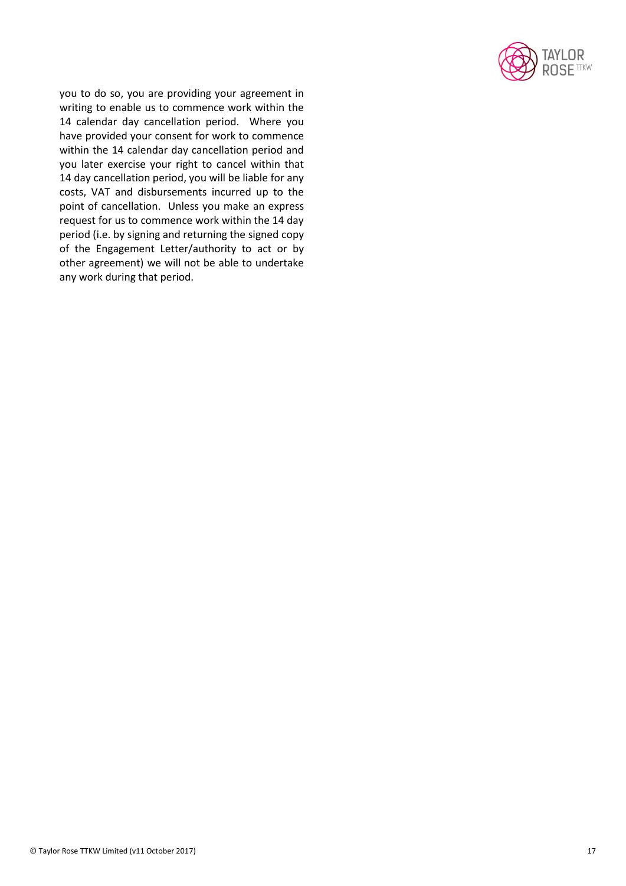you to do so, you are providing your agreement in writing to enable us to commence work within the 14 calendar day cancellation period. Where you have provided your consent for work to commence within the 14 calendar day cancellation period and you later exercise your right to cancel within that 14 day cancellation period, you will be liable for any costs, VAT and disbursements incurred up to the point of cancellation. Unless you make an express request for us to commence work within the 14 day period (i.e. by signing and returning the signed copy of the Engagement Letter/authority to act or by other agreement) we will not be able to undertake any work during that period.